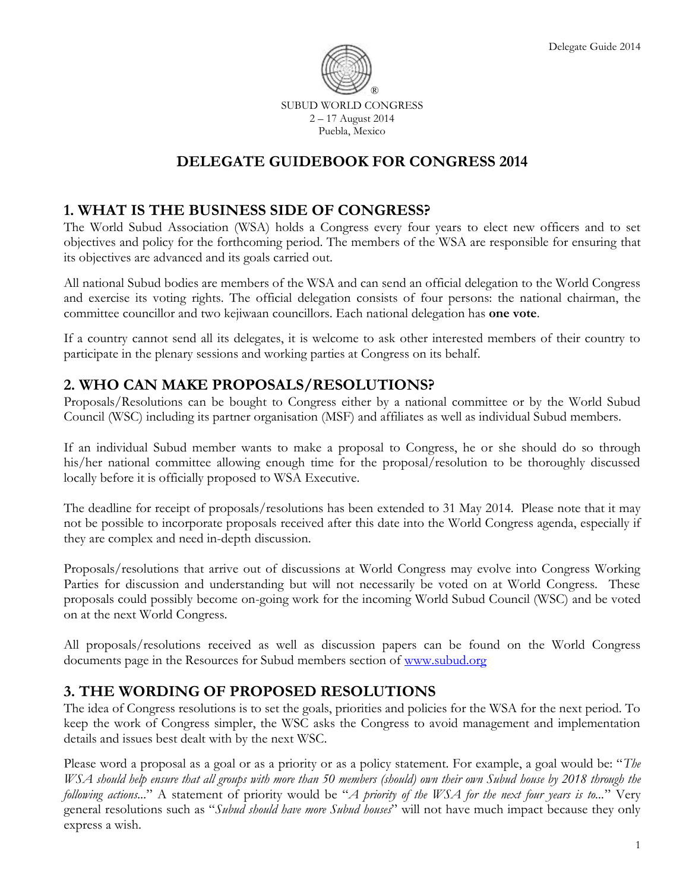SUBUD WORLD CONGRESS
2 – 17 August 2014
Puebla, Mexico

# DELEGATE GUIDEBOOK FOR CONGRESS 2014

## 1. WHAT IS THE BUSINESS SIDE OF CONGRESS?

The World Subud Association (WSA) holds a Congress every four years to elect new officers and to set objectives and policy for the forthcoming period. The members of the WSA are responsible for ensuring that its objectives are advanced and its goals carried out.

All national Subud bodies are members of the WSA and can send an official delegation to the World Congress and exercise its voting rights. The official delegation consists of four persons: the national chairman, the committee councillor and two kejiwaan councillors. Each national delegation has **one vote**.

If a country cannot send all its delegates, it is welcome to ask other interested members of their country to participate in the plenary sessions and working parties at Congress on its behalf.

## 2. WHO CAN MAKE PROPOSALS/RESOLUTIONS?

Proposals/Resolutions can be bought to Congress either by a national committee or by the World Subud Council (WSC) including its partner organisation (MSF) and affiliates as well as individual Subud members.

If an individual Subud member wants to make a proposal to Congress, he or she should do so through his/her national committee allowing enough time for the proposal/resolution to be thoroughly discussed locally before it is officially proposed to WSA Executive.

The deadline for receipt of proposals/resolutions has been extended to 31 May 2014. Please note that it may not be possible to incorporate proposals received after this date into the World Congress agenda, especially if they are complex and need in-depth discussion.

Proposals/resolutions that arrive out of discussions at World Congress may evolve into Congress Working Parties for discussion and understanding but will not necessarily be voted on at World Congress. These proposals could possibly become on-going work for the incoming World Subud Council (WSC) and be voted on at the next World Congress.

All proposals/resolutions received as well as discussion papers can be found on the World Congress documents page in the Resources for Subud members section of www.subud.org

## 3. THE WORDING OF PROPOSED RESOLUTIONS

The idea of Congress resolutions is to set the goals, priorities and policies for the WSA for the next period. To keep the work of Congress simpler, the WSC asks the Congress to avoid management and implementation details and issues best dealt with by the next WSC.

Please word a proposal as a goal or as a priority or as a policy statement. For example, a goal would be: "*The WSA should help ensure that all groups with more than 50 members (should) own their own Subud house by 2018 through the following actions*..." A statement of priority would be "*A priority of the WSA for the next four years is to*..." Very general resolutions such as "*Subud should have more Subud houses*" will not have much impact because they only express a wish.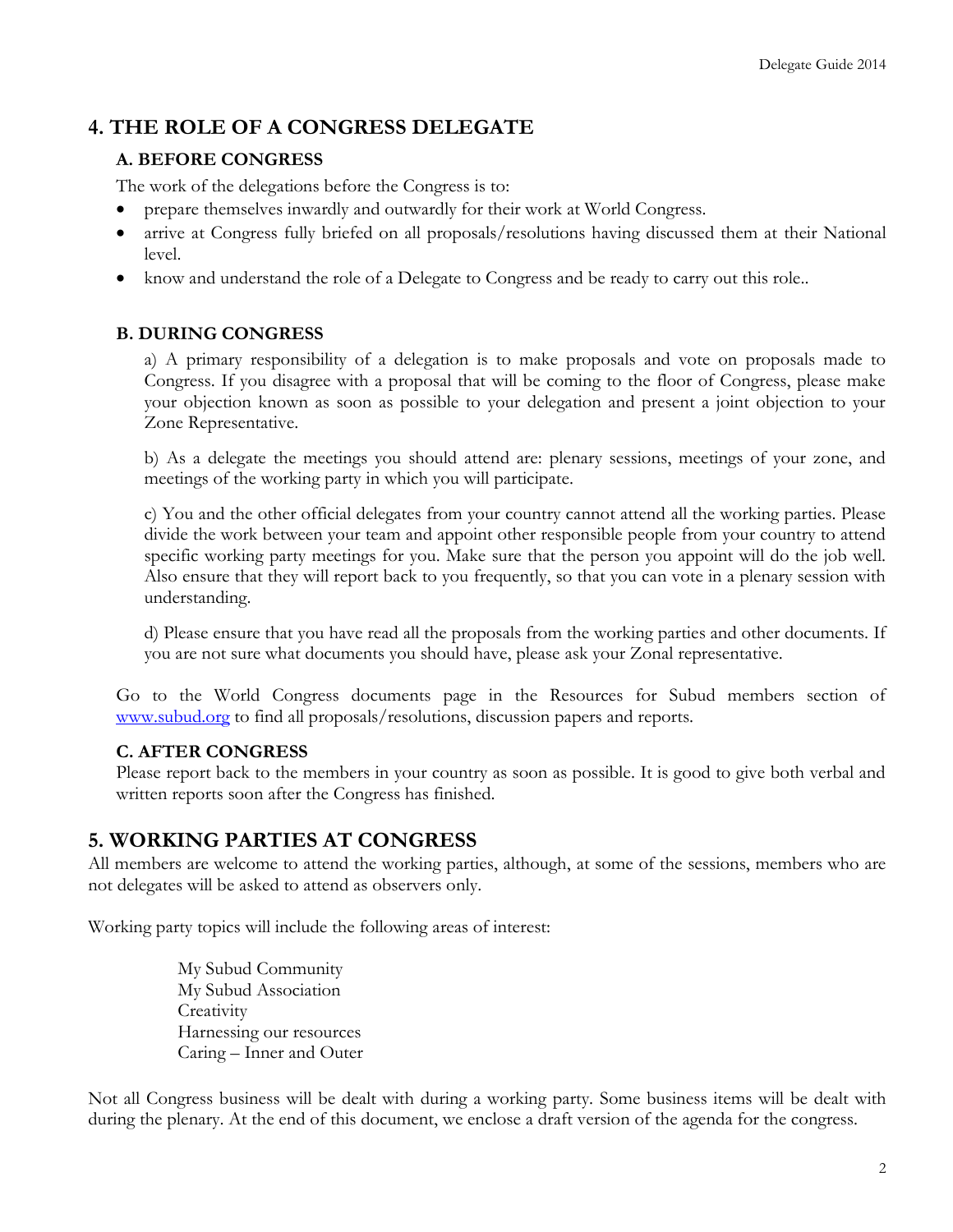## 4. THE ROLE OF A CONGRESS DELEGATE

### A. BEFORE CONGRESS

The work of the delegations before the Congress is to:

- prepare themselves inwardly and outwardly for their work at World Congress.
- arrive at Congress fully briefed on all proposals/resolutions having discussed them at their National level.
- know and understand the role of a Delegate to Congress and be ready to carry out this role..

### B. DURING CONGRESS

a) A primary responsibility of a delegation is to make proposals and vote on proposals made to Congress. If you disagree with a proposal that will be coming to the floor of Congress, please make your objection known as soon as possible to your delegation and present a joint objection to your Zone Representative.

b) As a delegate the meetings you should attend are: plenary sessions, meetings of your zone, and meetings of the working party in which you will participate.

c) You and the other official delegates from your country cannot attend all the working parties. Please divide the work between your team and appoint other responsible people from your country to attend specific working party meetings for you. Make sure that the person you appoint will do the job well. Also ensure that they will report back to you frequently, so that you can vote in a plenary session with understanding.

d) Please ensure that you have read all the proposals from the working parties and other documents. If you are not sure what documents you should have, please ask your Zonal representative.

Go to the World Congress documents page in the Resources for Subud members section of [www.subud.org](http://www.subud.org) to find all proposals/resolutions, discussion papers and reports.

### C. AFTER CONGRESS

Please report back to the members in your country as soon as possible. It is good to give both verbal and written reports soon after the Congress has finished.

## 5. WORKING PARTIES AT CONGRESS

All members are welcome to attend the working parties, although, at some of the sessions, members who are not delegates will be asked to attend as observers only.

Working party topics will include the following areas of interest:

My Subud Community
My Subud Association
Creativity
Harnessing our resources
Caring – Inner and Outer

Not all Congress business will be dealt with during a working party. Some business items will be dealt with during the plenary. At the end of this document, we enclose a draft version of the agenda for the congress.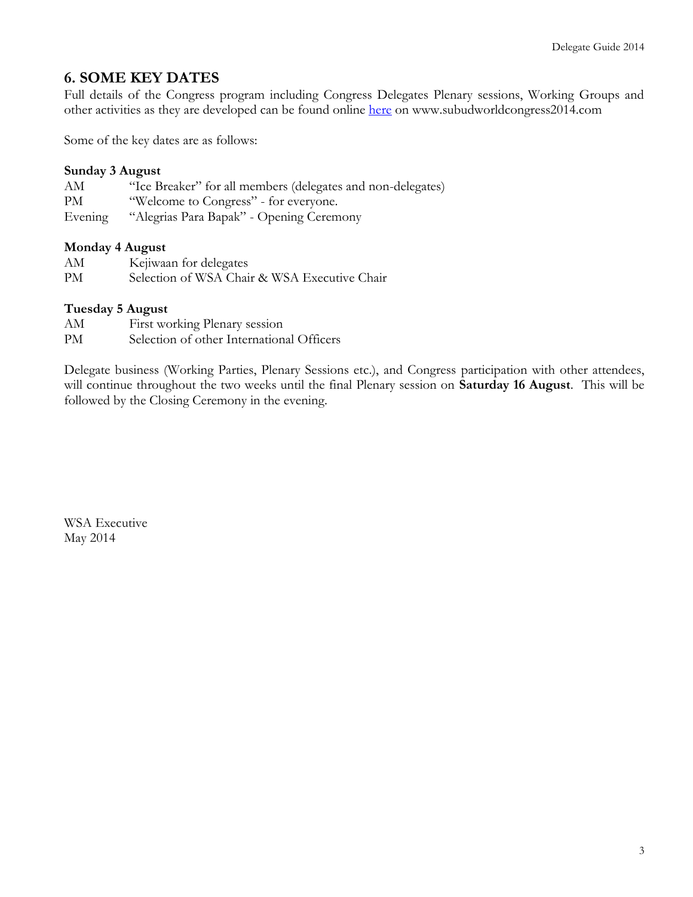## 6. SOME KEY DATES

Full details of the Congress program including Congress Delegates Plenary sessions, Working Groups and other activities as they are developed can be found online here on www.subudworldcongress2014.com

Some of the key dates are as follows:

**Sunday 3 August**

| | |
|---|---|
| AM | "Ice Breaker" for all members (delegates and non-delegates) |
| PM | "Welcome to Congress" - for everyone. |
| Evening | "Alegrias Para Bapak" - Opening Ceremony |

**Monday 4 August**

| | |
|---|---|
| AM | Kejiwaan for delegates |
| PM | Selection of WSA Chair & WSA Executive Chair |

**Tuesday 5 August**

| | |
|---|---|
| AM | First working Plenary session |
| PM | Selection of other International Officers |

Delegate business (Working Parties, Plenary Sessions etc.), and Congress participation with other attendees, will continue throughout the two weeks until the final Plenary session on **Saturday 16 August**. This will be followed by the Closing Ceremony in the evening.

WSA Executive
May 2014